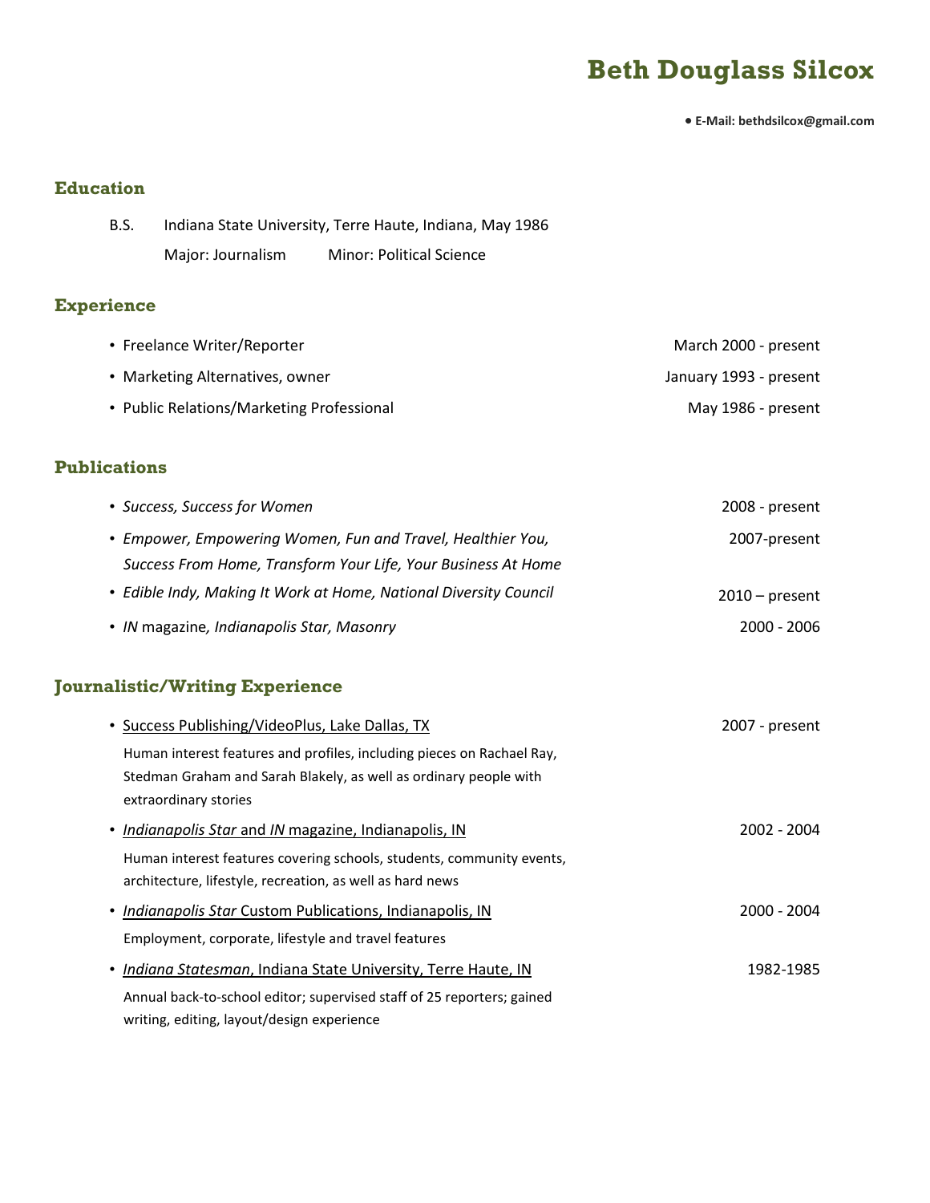# Beth Douglass Silcox

**• E-Mail: bethdsilcox@gmail.com**

## Education

B.S. Indiana State University, Terre Haute, Indiana, May 1986

Major: Journalism Minor: Political Science

## Experience

- Freelance Writer/Reporter — March 2000 - present
- Marketing Alternatives, owner — January 1993 - present
- Public Relations/Marketing Professional — May 1986 - present

## Publications

- *Success, Success for Women* — 2008 - present
- *Empower, Empowering Women, Fun and Travel, Healthier You, Success From Home, Transform Your Life, Your Business At Home* — 2007-present
- *Edible Indy, Making It Work at Home, National Diversity Council* — 2010 – present
- *IN* magazine*, Indianapolis Star, Masonry* — 2000 - 2006

## Journalistic/Writing Experience

- Success Publishing/VideoPlus, Lake Dallas, TX — 2007 - present

  Human interest features and profiles, including pieces on Rachael Ray, Stedman Graham and Sarah Blakely, as well as ordinary people with extraordinary stories

- *Indianapolis Star* and *IN* magazine, Indianapolis, IN — 2002 - 2004

  Human interest features covering schools, students, community events, architecture, lifestyle, recreation, as well as hard news

- *Indianapolis Star* Custom Publications, Indianapolis, IN — 2000 - 2004

  Employment, corporate, lifestyle and travel features

- *Indiana Statesman*, Indiana State University, Terre Haute, IN — 1982-1985

  Annual back-to-school editor; supervised staff of 25 reporters; gained writing, editing, layout/design experience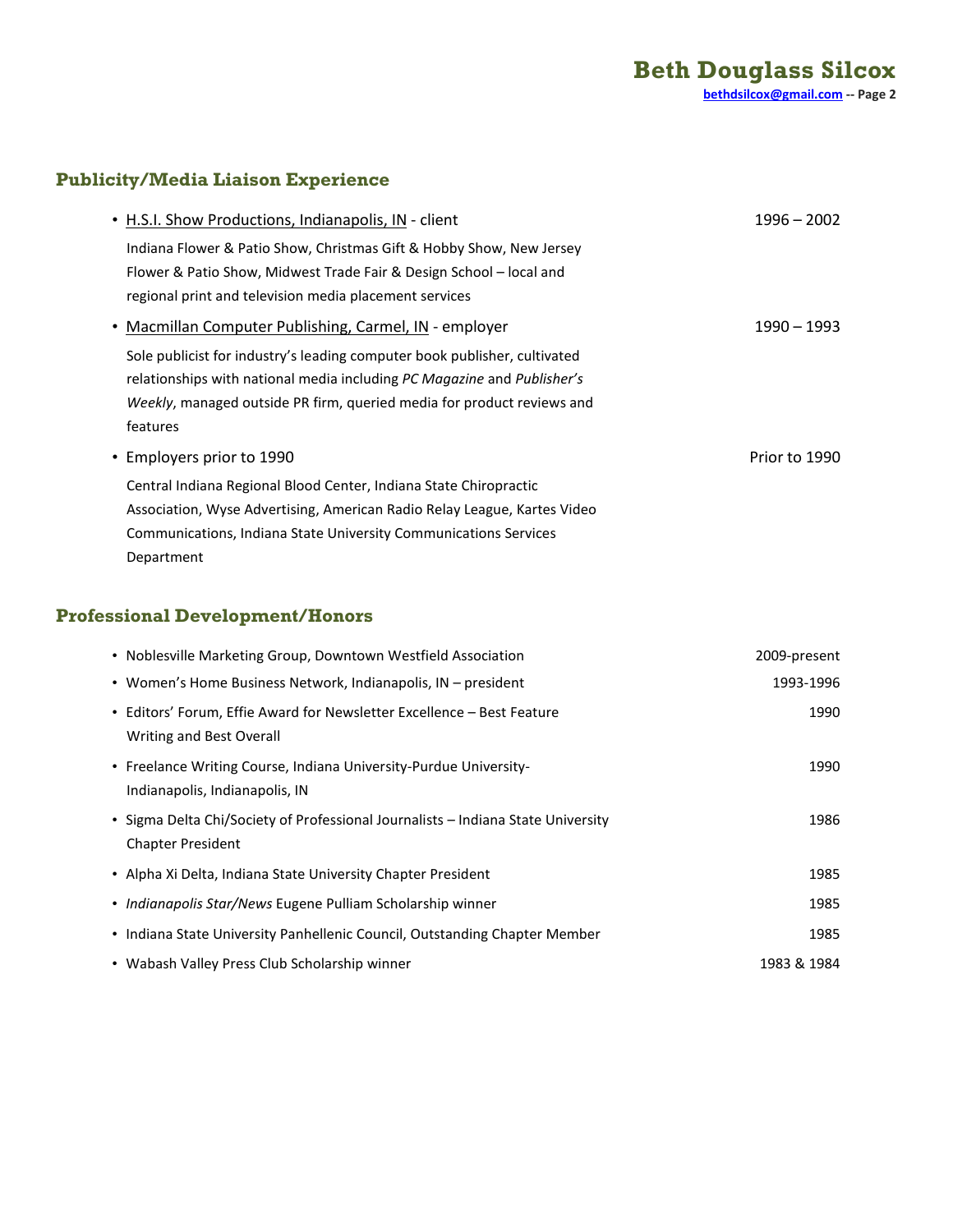## Publicity/Media Liaison Experience

- H.S.I. Show Productions, Indianapolis, IN - client — 1996 – 2002

  Indiana Flower & Patio Show, Christmas Gift & Hobby Show, New Jersey Flower & Patio Show, Midwest Trade Fair & Design School – local and regional print and television media placement services

- Macmillan Computer Publishing, Carmel, IN - employer — 1990 – 1993

  Sole publicist for industry's leading computer book publisher, cultivated relationships with national media including *PC Magazine* and *Publisher's Weekly*, managed outside PR firm, queried media for product reviews and features

- Employers prior to 1990 — Prior to 1990

  Central Indiana Regional Blood Center, Indiana State Chiropractic Association, Wyse Advertising, American Radio Relay League, Kartes Video Communications, Indiana State University Communications Services Department

## Professional Development/Honors

- Noblesville Marketing Group, Downtown Westfield Association — 2009-present
- Women's Home Business Network, Indianapolis, IN – president — 1993-1996
- Editors' Forum, Effie Award for Newsletter Excellence – Best Feature Writing and Best Overall — 1990
- Freelance Writing Course, Indiana University-Purdue University-Indianapolis, Indianapolis, IN — 1990
- Sigma Delta Chi/Society of Professional Journalists – Indiana State University Chapter President — 1986
- Alpha Xi Delta, Indiana State University Chapter President — 1985
- *Indianapolis Star/News* Eugene Pulliam Scholarship winner — 1985
- Indiana State University Panhellenic Council, Outstanding Chapter Member — 1985
- Wabash Valley Press Club Scholarship winner — 1983 & 1984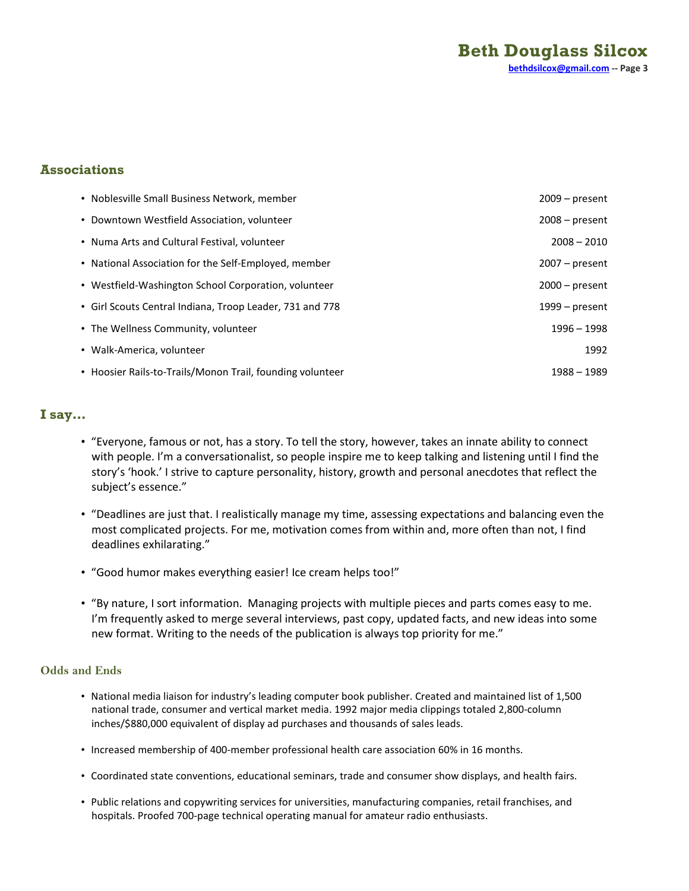## Associations

| | |
|---|---|
| Noblesville Small Business Network, member | 2009 – present |
| Downtown Westfield Association, volunteer | 2008 – present |
| Numa Arts and Cultural Festival, volunteer | 2008 – 2010 |
| National Association for the Self-Employed, member | 2007 – present |
| Westfield-Washington School Corporation, volunteer | 2000 – present |
| Girl Scouts Central Indiana, Troop Leader, 731 and 778 | 1999 – present |
| The Wellness Community, volunteer | 1996 – 1998 |
| Walk-America, volunteer | 1992 |
| Hoosier Rails-to-Trails/Monon Trail, founding volunteer | 1988 – 1989 |

## I say…

- "Everyone, famous or not, has a story. To tell the story, however, takes an innate ability to connect with people. I'm a conversationalist, so people inspire me to keep talking and listening until I find the story's 'hook.' I strive to capture personality, history, growth and personal anecdotes that reflect the subject's essence."
- "Deadlines are just that. I realistically manage my time, assessing expectations and balancing even the most complicated projects. For me, motivation comes from within and, more often than not, I find deadlines exhilarating."
- "Good humor makes everything easier! Ice cream helps too!"
- "By nature, I sort information. Managing projects with multiple pieces and parts comes easy to me. I'm frequently asked to merge several interviews, past copy, updated facts, and new ideas into some new format. Writing to the needs of the publication is always top priority for me."

### Odds and Ends

- National media liaison for industry's leading computer book publisher. Created and maintained list of 1,500 national trade, consumer and vertical market media. 1992 major media clippings totaled 2,800-column inches/$880,000 equivalent of display ad purchases and thousands of sales leads.
- Increased membership of 400-member professional health care association 60% in 16 months.
- Coordinated state conventions, educational seminars, trade and consumer show displays, and health fairs.
- Public relations and copywriting services for universities, manufacturing companies, retail franchises, and hospitals. Proofed 700-page technical operating manual for amateur radio enthusiasts.